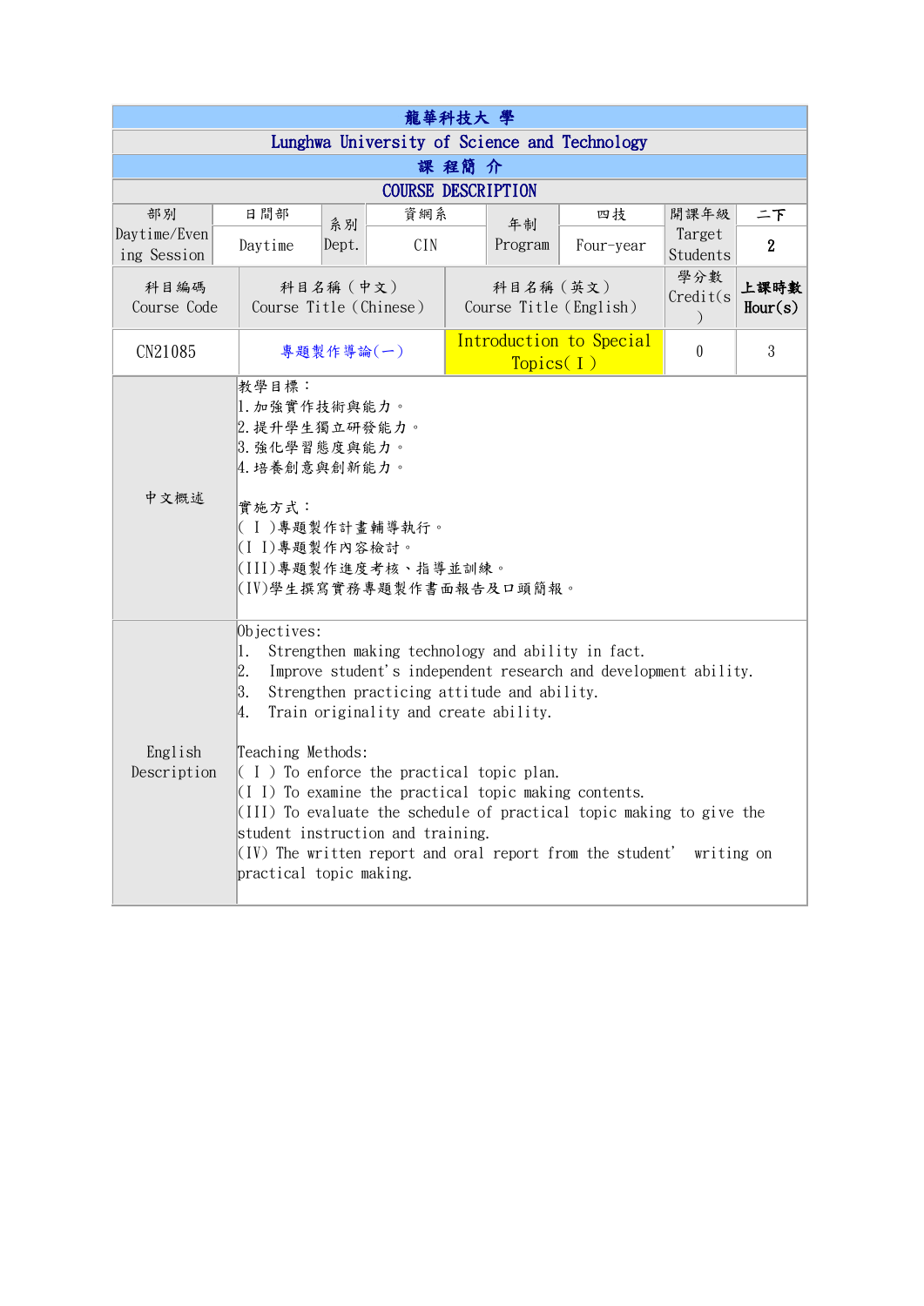# 龍華科技大 學

## Lunghwa University of Science and Technology

## 課 程簡 介

## COURSE DESCRIPTION

| 部別 Daytime/Evening Session | 日間部 Daytime | 系別 Dept. | 資網系 CIN | 年制 Program | 四技 Four-year | 開課年級 Target Students | 二下 2 |
|---|---|---|---|---|---|---|---|

| 科目編碼 Course Code | 科目名稱（中文）Course Title（Chinese） | 科目名稱（英文）Course Title（English） | 學分數 Credit(s) | 上課時數 Hour(s) |
|---|---|---|---|---|
| CN21085 | 專題製作導論(一) | Introduction to Special Topics( I ) | 0 | 3 |

| | |
|---|---|
| 中文概述 | 教學目標：<br>1.加強實作技術與能力。<br>2.提升學生獨立研發能力。<br>3.強化學習態度與能力。<br>4.培養創意與創新能力。<br><br>實施方式：<br>( I )專題製作計畫輔導執行。<br>(I I)專題製作內容檢討。<br>(III)專題製作進度考核、指導並訓練。<br>(IV)學生撰寫實務專題製作書面報告及口頭簡報。 |
| English Description | Objectives:<br>1. Strengthen making technology and ability in fact.<br>2. Improve student's independent research and development ability.<br>3. Strengthen practicing attitude and ability.<br>4. Train originality and create ability.<br><br>Teaching Methods:<br>( I ) To enforce the practical topic plan.<br>(I I) To examine the practical topic making contents.<br>(III) To evaluate the schedule of practical topic making to give the student instruction and training.<br>(IV) The written report and oral report from the student' writing on practical topic making. |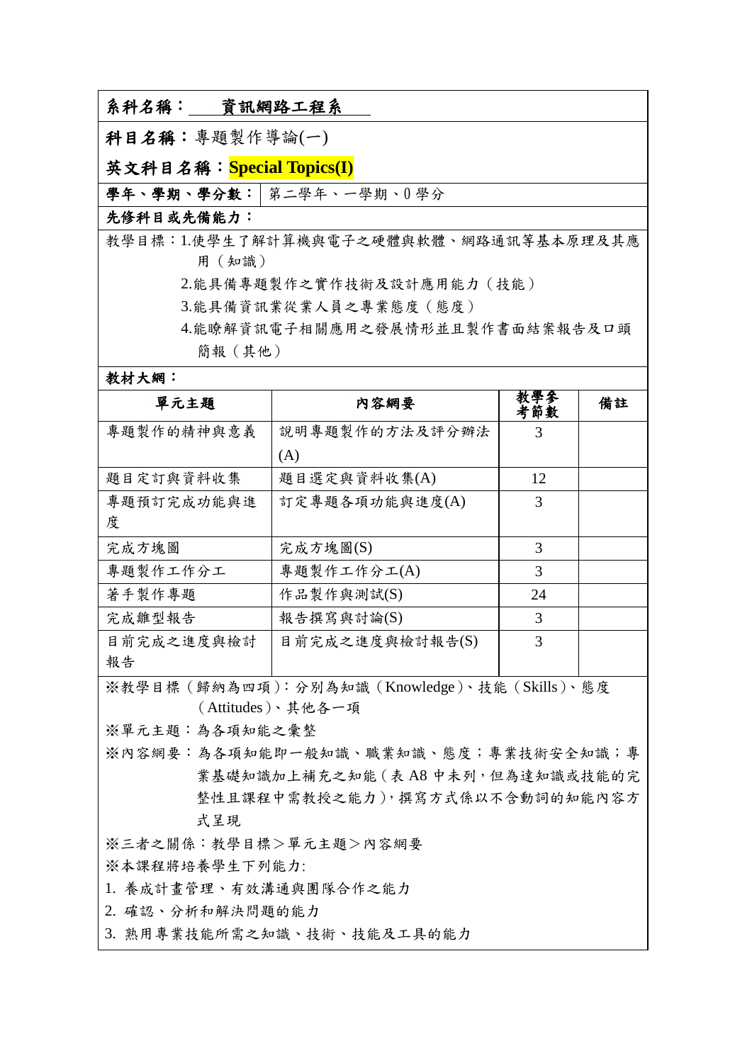**系科名稱：** 資訊網路工程系

**科目名稱：**專題製作導論(一)

**英文科目名稱：Special Topics(I)**

**學年、學期、學分數：** 第二學年、一學期、0 學分

**先修科目或先備能力：**

教學目標：1.使學生了解計算機與電子之硬體與軟體、網路通訊等基本原理及其應用（知識）

2.能具備專題製作之實作技術及設計應用能力（技能）

3.能具備資訊業從業人員之專業態度（態度）

4.能瞭解資訊電子相關應用之發展情形並且製作書面結案報告及口頭簡報（其他）

**教材大綱：**

| 單元主題 | 內容綱要 | 教學參考節數 | 備註 |
|---|---|---|---|
| 專題製作的精神與意義 | 說明專題製作的方法及評分辦法(A) | 3 | |
| 題目定訂與資料收集 | 題目選定與資料收集(A) | 12 | |
| 專題預訂完成功能與進度 | 訂定專題各項功能與進度(A) | 3 | |
| 完成方塊圖 | 完成方塊圖(S) | 3 | |
| 專題製作工作分工 | 專題製作工作分工(A) | 3 | |
| 著手製作專題 | 作品製作與測試(S) | 24 | |
| 完成雛型報告 | 報告撰寫與討論(S) | 3 | |
| 目前完成之進度與檢討報告 | 目前完成之進度與檢討報告(S) | 3 | |

※教學目標（歸納為四項）：分別為知識（Knowledge）、技能（Skills）、態度（Attitudes）、其他各一項

※單元主題：為各項知能之彙整

※內容綱要：為各項知能即一般知識、職業知識、態度；專業技術安全知識；專業基礎知識加上補充之知能（表 A8 中未列，但為達知識或技能的完整性且課程中需教授之能力），撰寫方式係以不含動詞的知能內容方式呈現

※三者之關係：教學目標＞單元主題＞內容綱要

※本課程將培養學生下列能力:

1. 養成計畫管理、有效溝通與團隊合作之能力
2. 確認、分析和解決問題的能力
3. 熟用專業技能所需之知識、技術、技能及工具的能力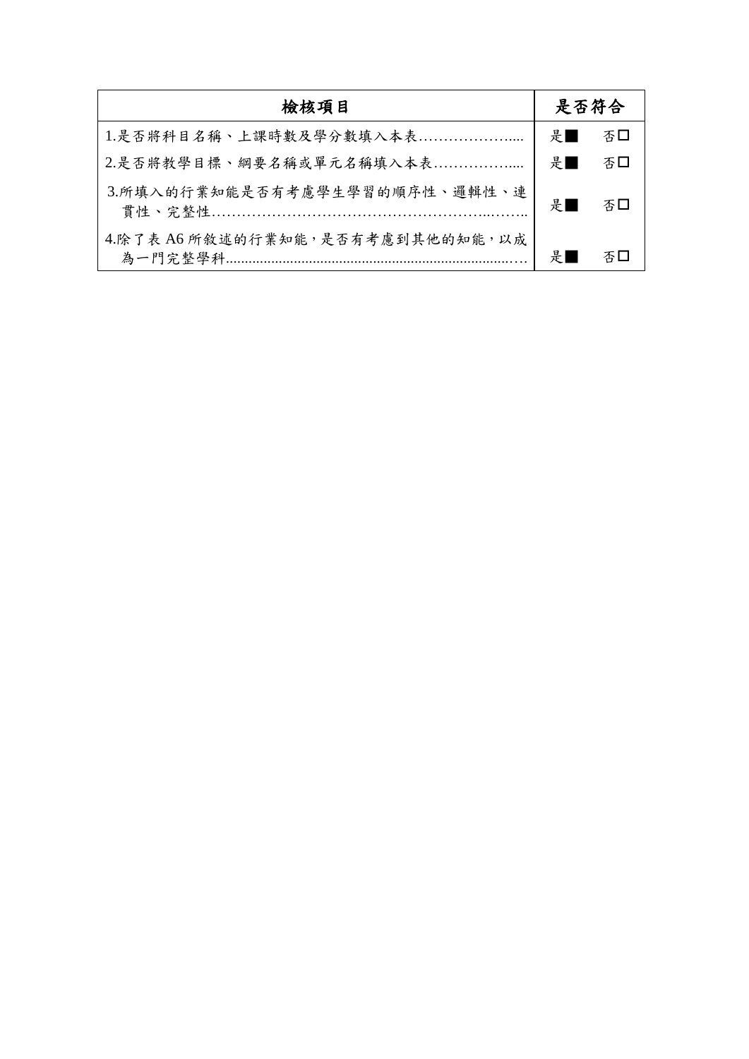| 檢核項目 | 是否符合 |
| --- | --- |
| 1.是否將科目名稱、上課時數及學分數填入本表…………………..... | 是■　否□ |
| 2.是否將教學目標、綱要名稱或單元名稱填入本表……………….... | 是■　否□ |
| 3.所填入的行業知能是否有考慮學生學習的順序性、邏輯性、連貫性、完整性……………………………………………..…….. | 是■　否□ |
| 4.除了表 A6 所敘述的行業知能，是否有考慮到其他的知能，以成為一門完整學科………………………………………………………… | 是■　否□ |